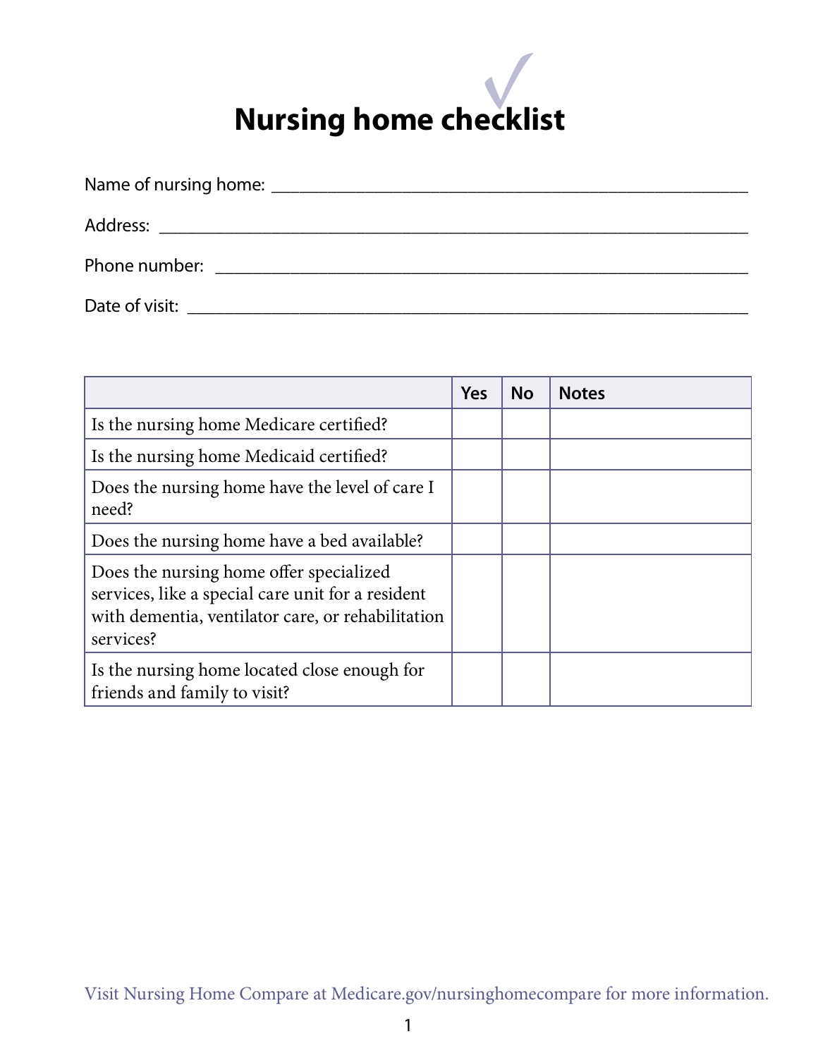# Nursing home checklist

Name of nursing home: ____________________________________________

Address: ____________________________________________

Phone number: ____________________________________________

Date of visit: ____________________________________________

| | Yes | No | Notes |
|---|---|---|---|
| Is the nursing home Medicare certified? | | | |
| Is the nursing home Medicaid certified? | | | |
| Does the nursing home have the level of care I need? | | | |
| Does the nursing home have a bed available? | | | |
| Does the nursing home offer specialized services, like a special care unit for a resident with dementia, ventilator care, or rehabilitation services? | | | |
| Is the nursing home located close enough for friends and family to visit? | | | |

Visit Nursing Home Compare at Medicare.gov/nursinghomecompare for more information.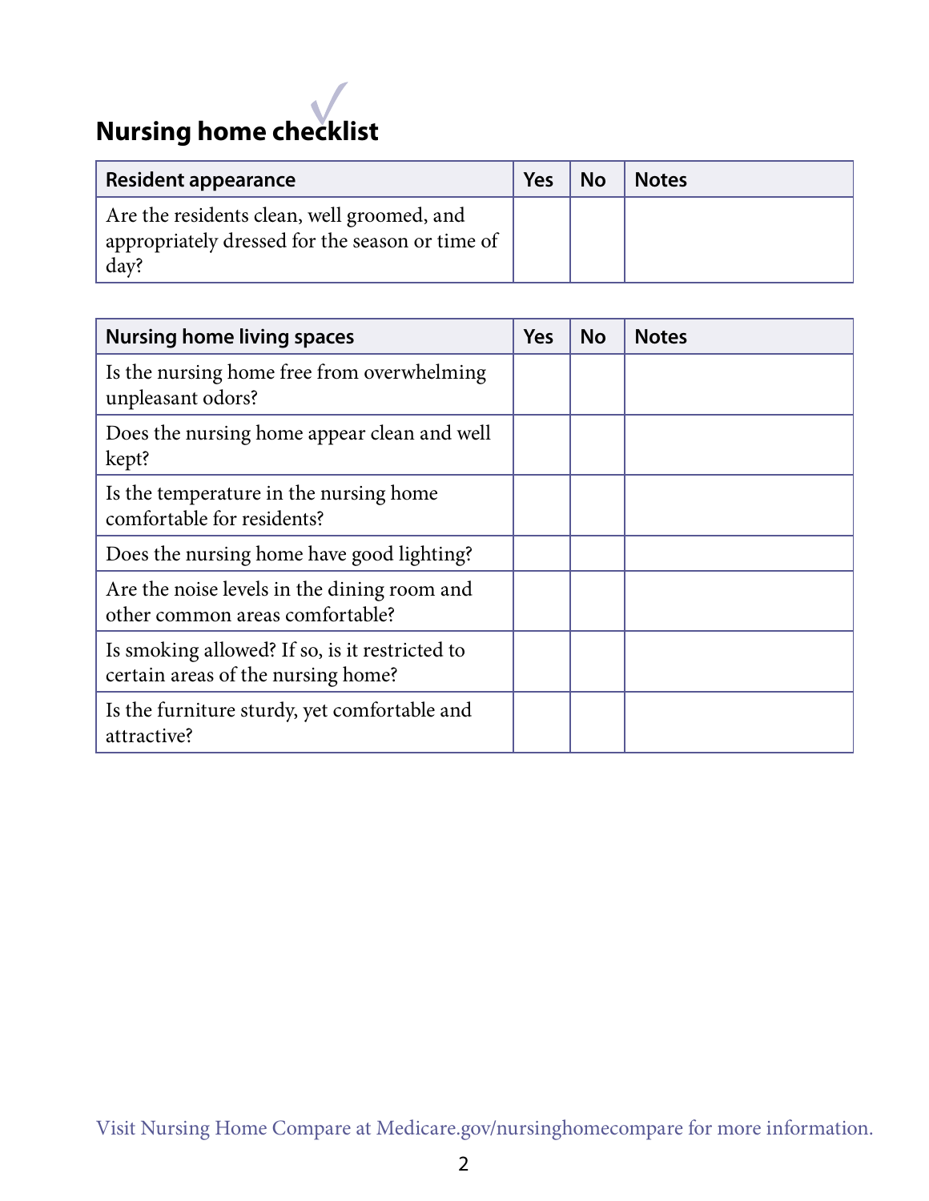## Nursing home checklist

| Resident appearance | Yes | No | Notes |
|---|---|---|---|
| Are the residents clean, well groomed, and appropriately dressed for the season or time of day? | | | |

| Nursing home living spaces | Yes | No | Notes |
|---|---|---|---|
| Is the nursing home free from overwhelming unpleasant odors? | | | |
| Does the nursing home appear clean and well kept? | | | |
| Is the temperature in the nursing home comfortable for residents? | | | |
| Does the nursing home have good lighting? | | | |
| Are the noise levels in the dining room and other common areas comfortable? | | | |
| Is smoking allowed? If so, is it restricted to certain areas of the nursing home? | | | |
| Is the furniture sturdy, yet comfortable and attractive? | | | |

Visit Nursing Home Compare at Medicare.gov/nursinghomecompare for more information.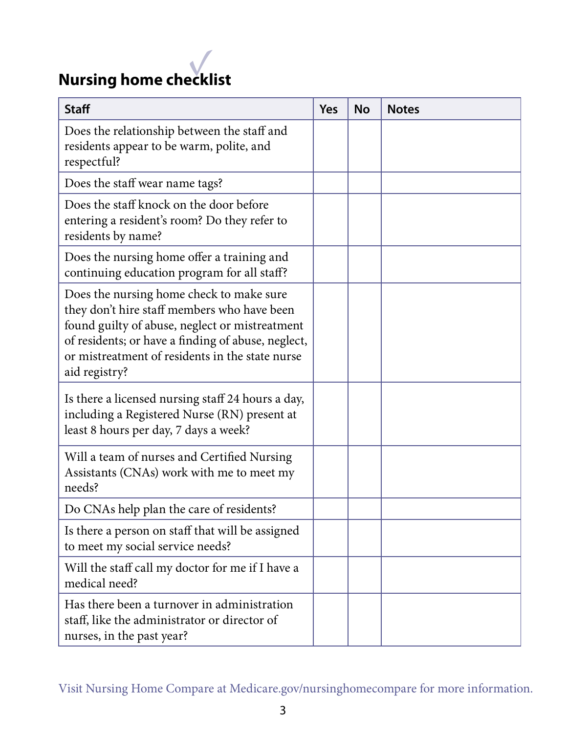# Nursing home checklist

| Staff | Yes | No | Notes |
|---|---|---|---|
| Does the relationship between the staff and residents appear to be warm, polite, and respectful? | | | |
| Does the staff wear name tags? | | | |
| Does the staff knock on the door before entering a resident's room? Do they refer to residents by name? | | | |
| Does the nursing home offer a training and continuing education program for all staff? | | | |
| Does the nursing home check to make sure they don't hire staff members who have been found guilty of abuse, neglect or mistreatment of residents; or have a finding of abuse, neglect, or mistreatment of residents in the state nurse aid registry? | | | |
| Is there a licensed nursing staff 24 hours a day, including a Registered Nurse (RN) present at least 8 hours per day, 7 days a week? | | | |
| Will a team of nurses and Certified Nursing Assistants (CNAs) work with me to meet my needs? | | | |
| Do CNAs help plan the care of residents? | | | |
| Is there a person on staff that will be assigned to meet my social service needs? | | | |
| Will the staff call my doctor for me if I have a medical need? | | | |
| Has there been a turnover in administration staff, like the administrator or director of nurses, in the past year? | | | |

Visit Nursing Home Compare at Medicare.gov/nursinghomecompare for more information.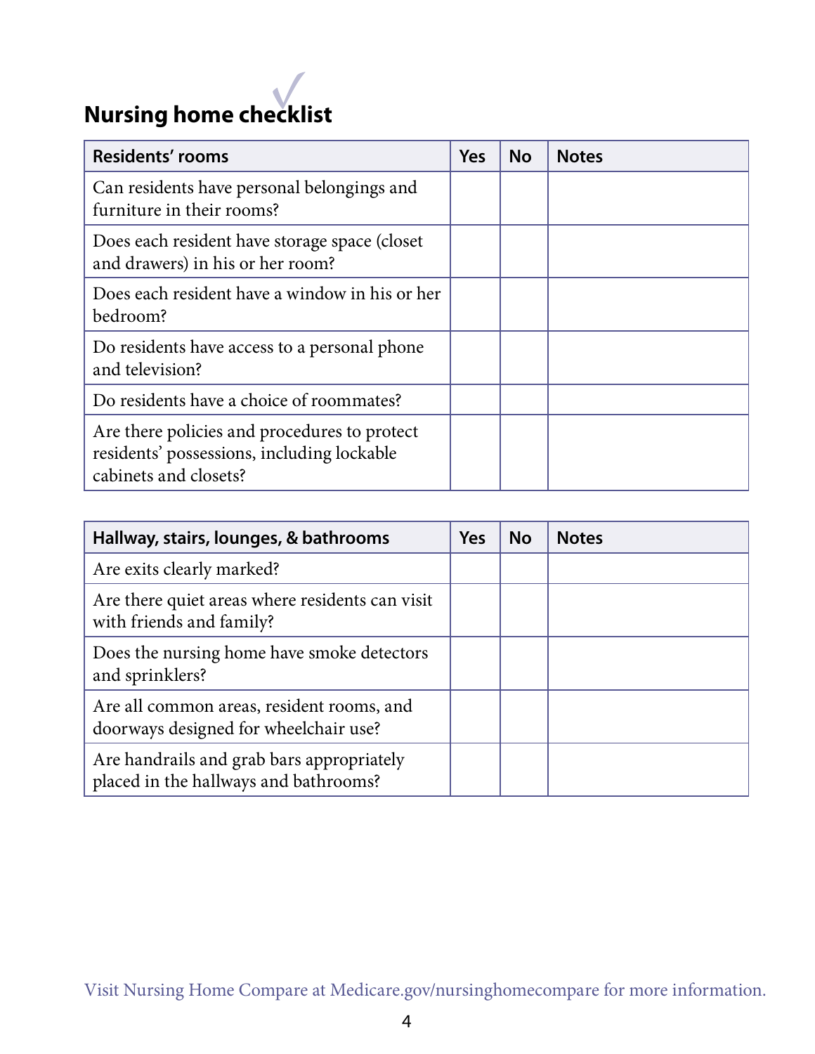# Nursing home checklist

| Residents' rooms | Yes | No | Notes |
|---|---|---|---|
| Can residents have personal belongings and furniture in their rooms? | | | |
| Does each resident have storage space (closet and drawers) in his or her room? | | | |
| Does each resident have a window in his or her bedroom? | | | |
| Do residents have access to a personal phone and television? | | | |
| Do residents have a choice of roommates? | | | |
| Are there policies and procedures to protect residents' possessions, including lockable cabinets and closets? | | | |

| Hallway, stairs, lounges, & bathrooms | Yes | No | Notes |
|---|---|---|---|
| Are exits clearly marked? | | | |
| Are there quiet areas where residents can visit with friends and family? | | | |
| Does the nursing home have smoke detectors and sprinklers? | | | |
| Are all common areas, resident rooms, and doorways designed for wheelchair use? | | | |
| Are handrails and grab bars appropriately placed in the hallways and bathrooms? | | | |

Visit Nursing Home Compare at Medicare.gov/nursinghomecompare for more information.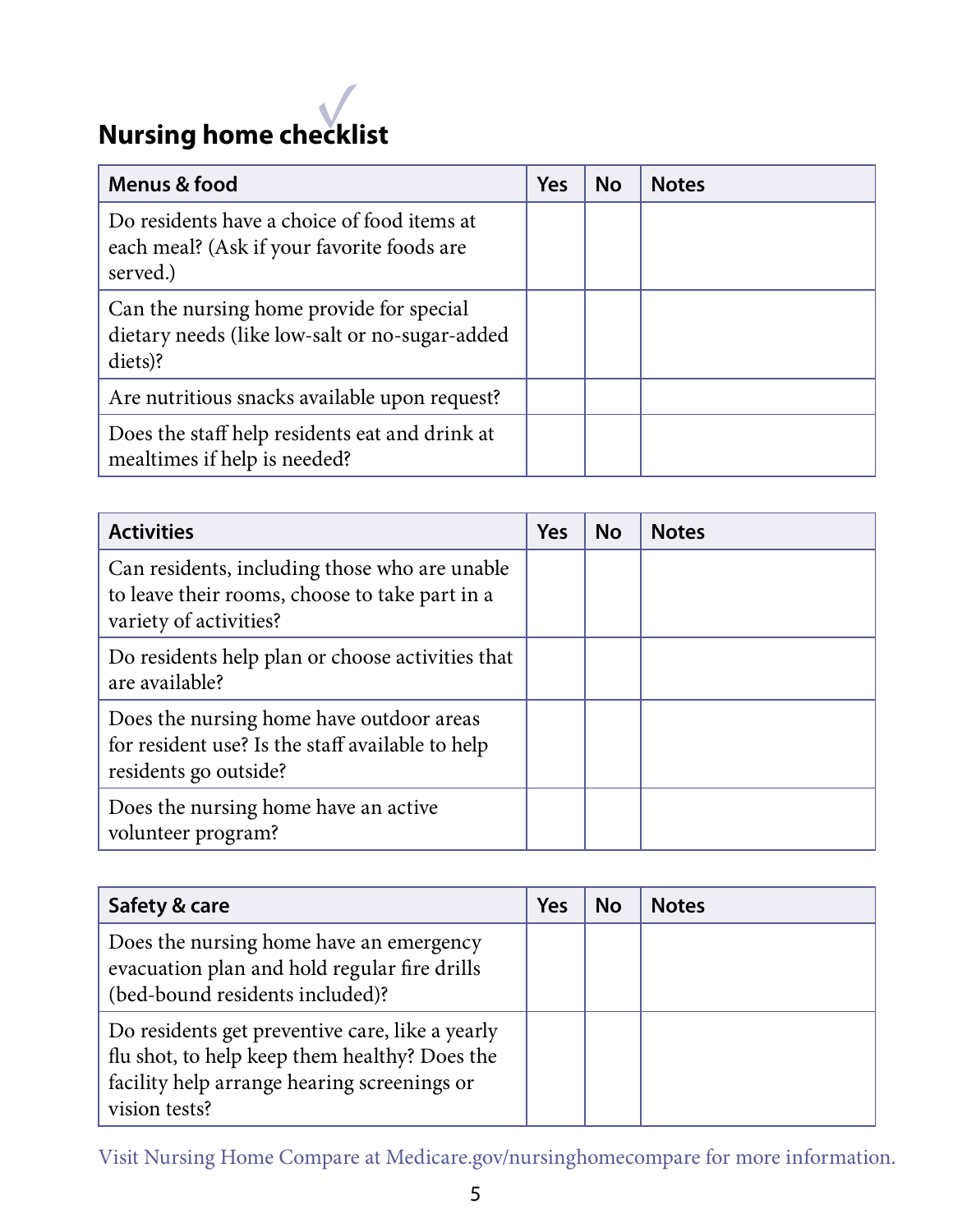## Nursing home checklist

| Menus & food | Yes | No | Notes |
| --- | --- | --- | --- |
| Do residents have a choice of food items at each meal? (Ask if your favorite foods are served.) | | | |
| Can the nursing home provide for special dietary needs (like low-salt or no-sugar-added diets)? | | | |
| Are nutritious snacks available upon request? | | | |
| Does the staff help residents eat and drink at mealtimes if help is needed? | | | |

| Activities | Yes | No | Notes |
| --- | --- | --- | --- |
| Can residents, including those who are unable to leave their rooms, choose to take part in a variety of activities? | | | |
| Do residents help plan or choose activities that are available? | | | |
| Does the nursing home have outdoor areas for resident use? Is the staff available to help residents go outside? | | | |
| Does the nursing home have an active volunteer program? | | | |

| Safety & care | Yes | No | Notes |
| --- | --- | --- | --- |
| Does the nursing home have an emergency evacuation plan and hold regular fire drills (bed-bound residents included)? | | | |
| Do residents get preventive care, like a yearly flu shot, to help keep them healthy? Does the facility help arrange hearing screenings or vision tests? | | | |

Visit Nursing Home Compare at Medicare.gov/nursinghomecompare for more information.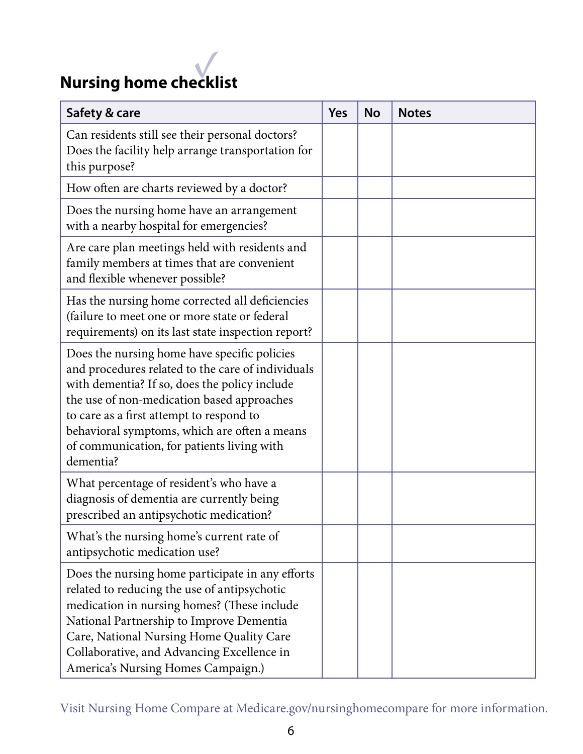# Nursing home checklist

| Safety & care | Yes | No | Notes |
|---|---|---|---|
| Can residents still see their personal doctors? Does the facility help arrange transportation for this purpose? | | | |
| How often are charts reviewed by a doctor? | | | |
| Does the nursing home have an arrangement with a nearby hospital for emergencies? | | | |
| Are care plan meetings held with residents and family members at times that are convenient and flexible whenever possible? | | | |
| Has the nursing home corrected all deficiencies (failure to meet one or more state or federal requirements) on its last state inspection report? | | | |
| Does the nursing home have specific policies and procedures related to the care of individuals with dementia? If so, does the policy include the use of non-medication based approaches to care as a first attempt to respond to behavioral symptoms, which are often a means of communication, for patients living with dementia? | | | |
| What percentage of resident's who have a diagnosis of dementia are currently being prescribed an antipsychotic medication? | | | |
| What's the nursing home's current rate of antipsychotic medication use? | | | |
| Does the nursing home participate in any efforts related to reducing the use of antipsychotic medication in nursing homes? (These include National Partnership to Improve Dementia Care, National Nursing Home Quality Care Collaborative, and Advancing Excellence in America's Nursing Homes Campaign.) | | | |

Visit Nursing Home Compare at Medicare.gov/nursinghomecompare for more information.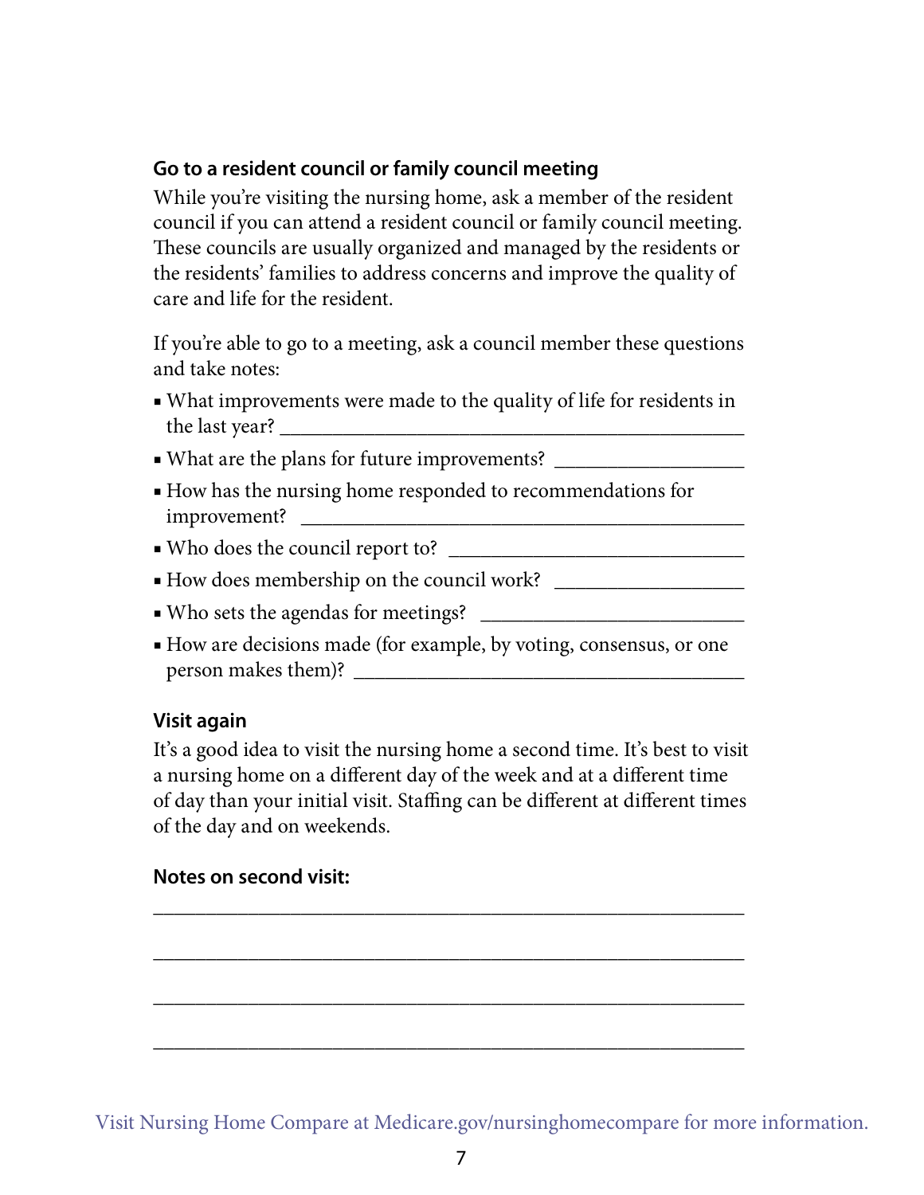### Go to a resident council or family council meeting

While you're visiting the nursing home, ask a member of the resident council if you can attend a resident council or family council meeting. These councils are usually organized and managed by the residents or the residents' families to address concerns and improve the quality of care and life for the resident.

If you're able to go to a meeting, ask a council member these questions and take notes:

- What improvements were made to the quality of life for residents in the last year? ______________________________________________
- What are the plans for future improvements? __________________
- How has the nursing home responded to recommendations for improvement? ____________________________________________
- Who does the council report to? _____________________________
- How does membership on the council work? __________________
- Who sets the agendas for meetings? __________________________
- How are decisions made (for example, by voting, consensus, or one person makes them)? _____________________________________

### Visit again

It's a good idea to visit the nursing home a second time. It's best to visit a nursing home on a different day of the week and at a different time of day than your initial visit. Staffing can be different at different times of the day and on weekends.

**Notes on second visit:**

__________________________________________________________

__________________________________________________________

__________________________________________________________

__________________________________________________________

Visit Nursing Home Compare at Medicare.gov/nursinghomecompare for more information.